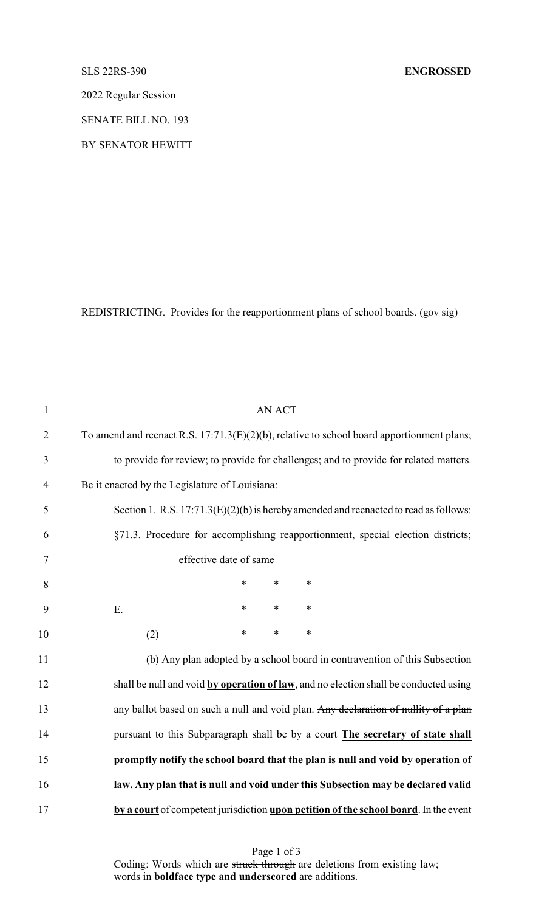SLS 22RS-390 **ENGROSSED**

2022 Regular Session

SENATE BILL NO. 193

BY SENATOR HEWITT

REDISTRICTING. Provides for the reapportionment plans of school boards. (gov sig)

1 AN ACT

2 To amend and reenact R.S. 17:71.3(E)(2)(b), relative to school board apportionment plans;

3 to provide for review; to provide for challenges; and to provide for related matters.

4 Be it enacted by the Legislature of Louisiana:

5 Section 1. R.S. 17:71.3(E)(2)(b) is hereby amended and reenacted to read as follows:

6 §71.3. Procedure for accomplishing reapportionment, special election districts;

7 effective date of same

8 \* \* \*

9 E. \* \* \*

10 (2) \* \* \*

11 (b) Any plan adopted by a school board in contravention of this Subsection

12 shall be null and void **by operation of law**, and no election shall be conducted using

13 any ballot based on such a null and void plan. ~~Any declaration of nullity of a plan~~

14 ~~pursuant to this Subparagraph shall be by a court~~ **The secretary of state shall**

15 **promptly notify the school board that the plan is null and void by operation of**

16 **law. Any plan that is null and void under this Subsection may be declared valid**

17 **by a court** of competent jurisdiction **upon petition of the school board**. In the event

Coding: Words which are ~~struck through~~ are deletions from existing law; words in **boldface type and underscored** are additions.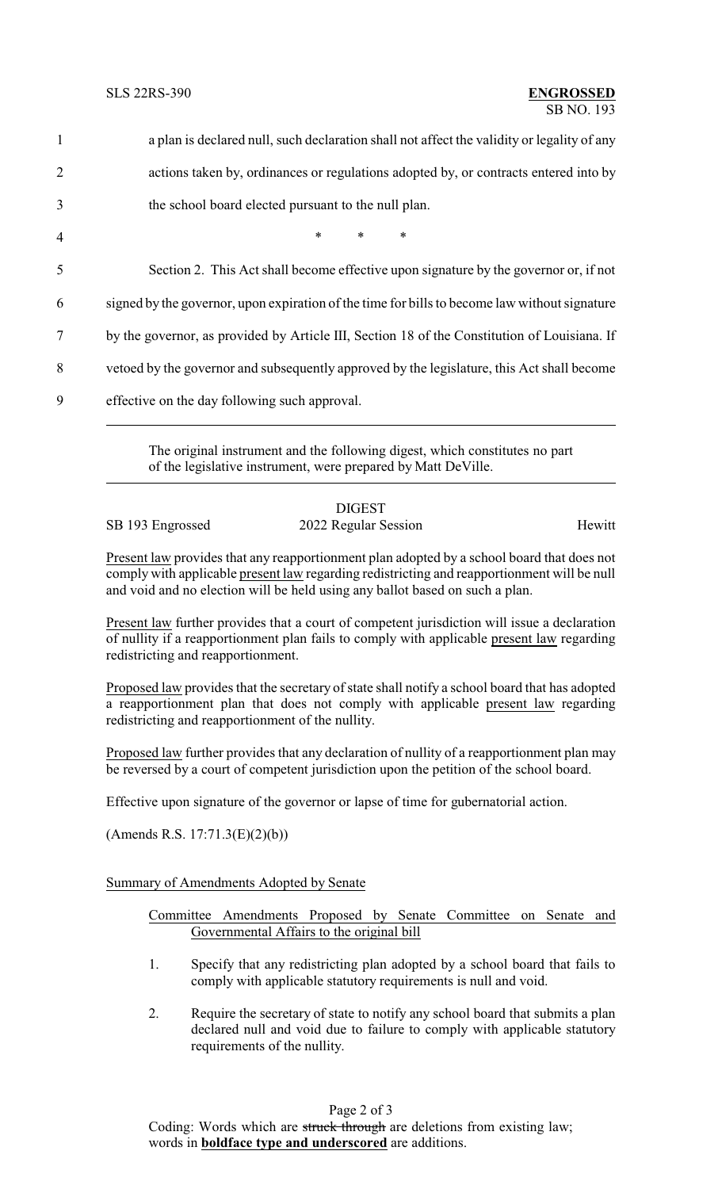1 a plan is declared null, such declaration shall not affect the validity or legality of any

2 actions taken by, ordinances or regulations adopted by, or contracts entered into by

3 the school board elected pursuant to the null plan.

4 \* \* \*

5 Section 2. This Act shall become effective upon signature by the governor or, if not

6 signed by the governor, upon expiration of the time for bills to become law without signature

7 by the governor, as provided by Article III, Section 18 of the Constitution of Louisiana. If

8 vetoed by the governor and subsequently approved by the legislature, this Act shall become

9 effective on the day following such approval.

---

The original instrument and the following digest, which constitutes no part of the legislative instrument, were prepared by Matt DeVille.

---

DIGEST

SB 193 Engrossed 2022 Regular Session Hewitt

Present law provides that any reapportionment plan adopted by a school board that does not comply with applicable present law regarding redistricting and reapportionment will be null and void and no election will be held using any ballot based on such a plan.

Present law further provides that a court of competent jurisdiction will issue a declaration of nullity if a reapportionment plan fails to comply with applicable present law regarding redistricting and reapportionment.

Proposed law provides that the secretary of state shall notify a school board that has adopted a reapportionment plan that does not comply with applicable present law regarding redistricting and reapportionment of the nullity.

Proposed law further provides that any declaration of nullity of a reapportionment plan may be reversed by a court of competent jurisdiction upon the petition of the school board.

Effective upon signature of the governor or lapse of time for gubernatorial action.

(Amends R.S. 17:71.3(E)(2)(b))

Summary of Amendments Adopted by Senate

Committee Amendments Proposed by Senate Committee on Senate and Governmental Affairs to the original bill

1. Specify that any redistricting plan adopted by a school board that fails to comply with applicable statutory requirements is null and void.
2. Require the secretary of state to notify any school board that submits a plan declared null and void due to failure to comply with applicable statutory requirements of the nullity.

Coding: Words which are ~~struck through~~ are deletions from existing law; words in **boldface type and underscored** are additions.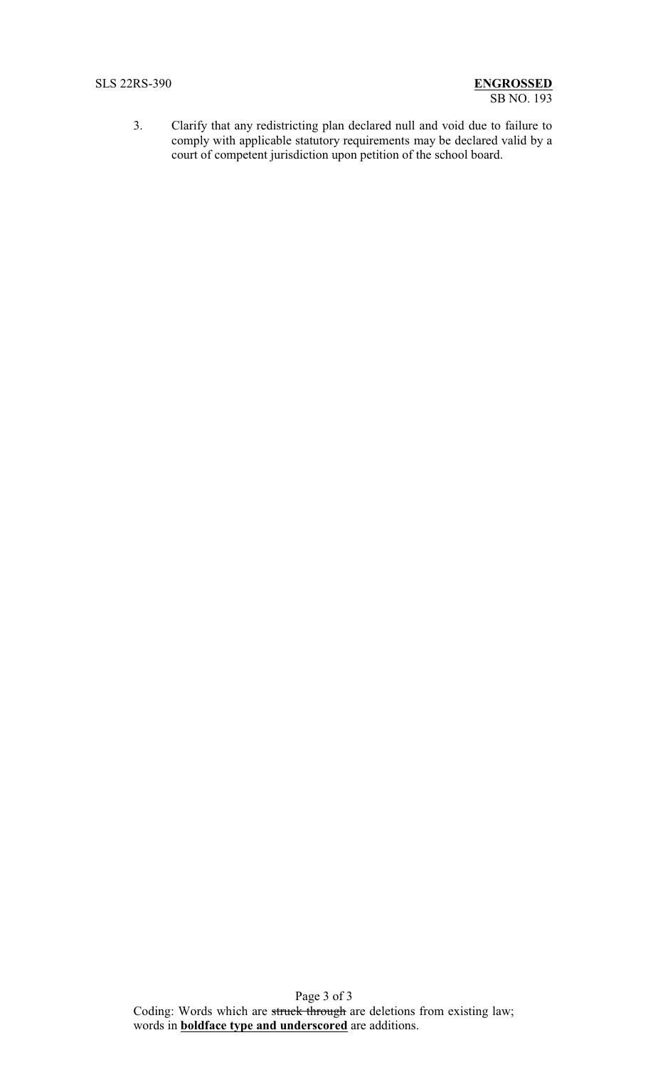3. Clarify that any redistricting plan declared null and void due to failure to comply with applicable statutory requirements may be declared valid by a court of competent jurisdiction upon petition of the school board.